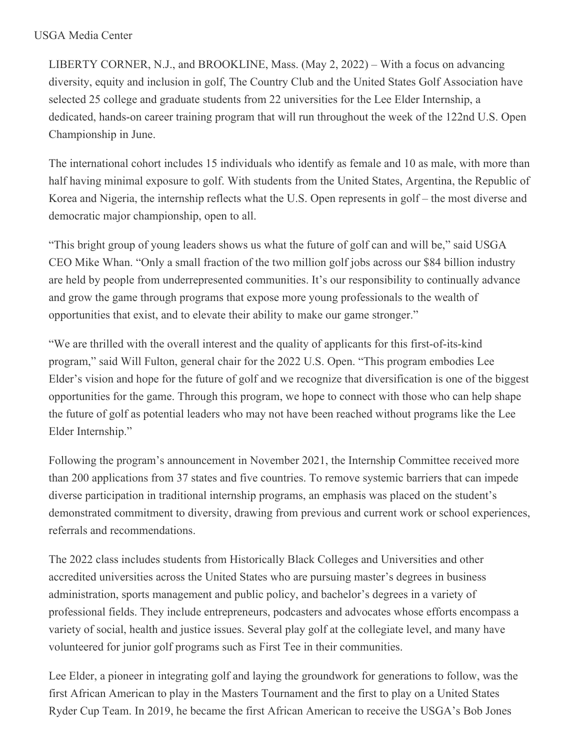USGA Media Center

LIBERTY CORNER, N.J., and BROOKLINE, Mass. (May 2, 2022) – With a focus on advancing diversity, equity and inclusion in golf, The Country Club and the United States Golf Association have selected 25 college and graduate students from 22 universities for the Lee Elder Internship, a dedicated, hands-on career training program that will run throughout the week of the 122nd U.S. Open Championship in June.

The international cohort includes 15 individuals who identify as female and 10 as male, with more than half having minimal exposure to golf. With students from the United States, Argentina, the Republic of Korea and Nigeria, the internship reflects what the U.S. Open represents in golf – the most diverse and democratic major championship, open to all.

"This bright group of young leaders shows us what the future of golf can and will be," said USGA CEO Mike Whan. "Only a small fraction of the two million golf jobs across our $84 billion industry are held by people from underrepresented communities. It's our responsibility to continually advance and grow the game through programs that expose more young professionals to the wealth of opportunities that exist, and to elevate their ability to make our game stronger."

"We are thrilled with the overall interest and the quality of applicants for this first-of-its-kind program," said Will Fulton, general chair for the 2022 U.S. Open. "This program embodies Lee Elder's vision and hope for the future of golf and we recognize that diversification is one of the biggest opportunities for the game. Through this program, we hope to connect with those who can help shape the future of golf as potential leaders who may not have been reached without programs like the Lee Elder Internship."

Following the program's announcement in November 2021, the Internship Committee received more than 200 applications from 37 states and five countries. To remove systemic barriers that can impede diverse participation in traditional internship programs, an emphasis was placed on the student's demonstrated commitment to diversity, drawing from previous and current work or school experiences, referrals and recommendations.

The 2022 class includes students from Historically Black Colleges and Universities and other accredited universities across the United States who are pursuing master's degrees in business administration, sports management and public policy, and bachelor's degrees in a variety of professional fields. They include entrepreneurs, podcasters and advocates whose efforts encompass a variety of social, health and justice issues. Several play golf at the collegiate level, and many have volunteered for junior golf programs such as First Tee in their communities.

Lee Elder, a pioneer in integrating golf and laying the groundwork for generations to follow, was the first African American to play in the Masters Tournament and the first to play on a United States Ryder Cup Team. In 2019, he became the first African American to receive the USGA's Bob Jones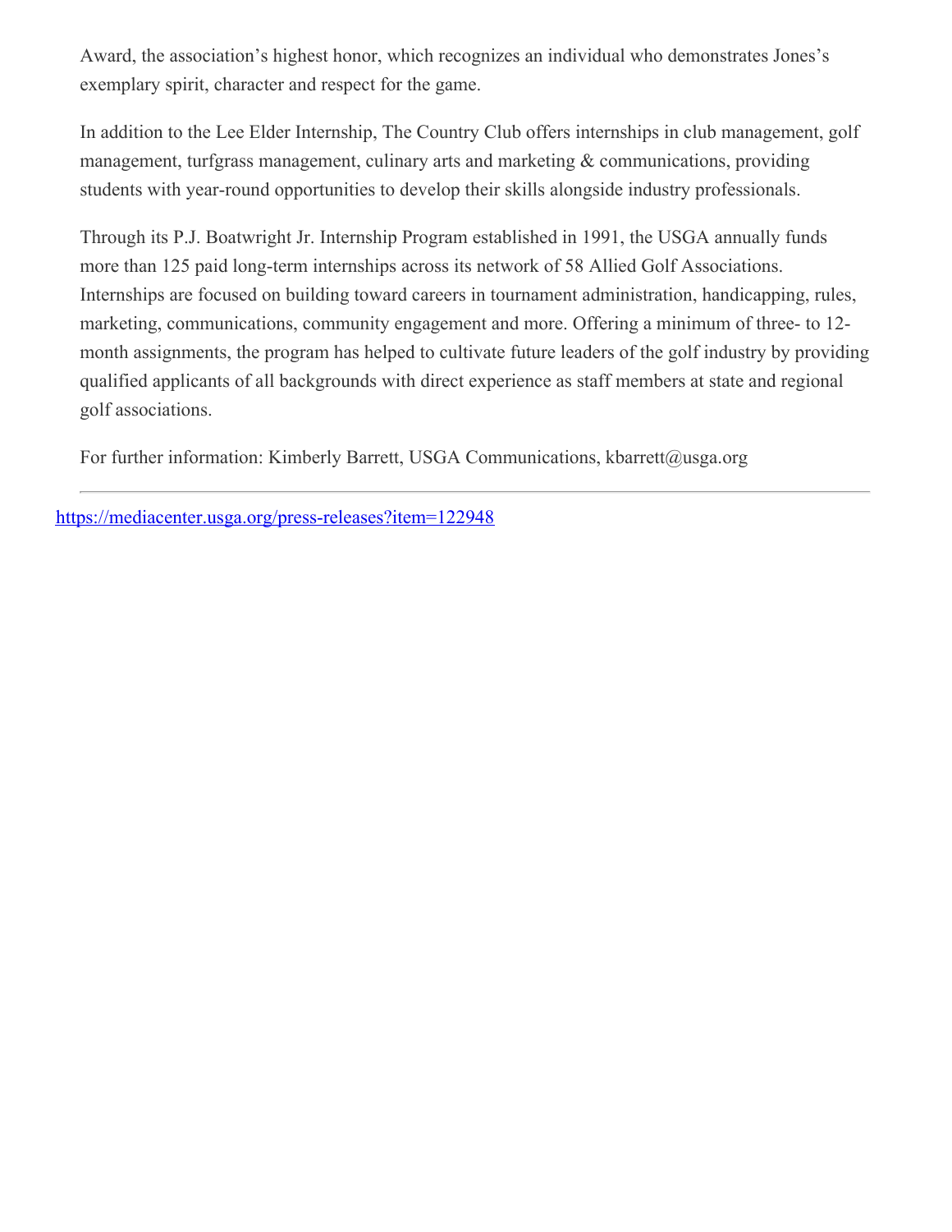Award, the association's highest honor, which recognizes an individual who demonstrates Jones's exemplary spirit, character and respect for the game.

In addition to the Lee Elder Internship, The Country Club offers internships in club management, golf management, turfgrass management, culinary arts and marketing & communications, providing students with year-round opportunities to develop their skills alongside industry professionals.

Through its P.J. Boatwright Jr. Internship Program established in 1991, the USGA annually funds more than 125 paid long-term internships across its network of 58 Allied Golf Associations. Internships are focused on building toward careers in tournament administration, handicapping, rules, marketing, communications, community engagement and more. Offering a minimum of three- to 12-month assignments, the program has helped to cultivate future leaders of the golf industry by providing qualified applicants of all backgrounds with direct experience as staff members at state and regional golf associations.

For further information: Kimberly Barrett, USGA Communications, kbarrett@usga.org

---

https://mediacenter.usga.org/press-releases?item=122948